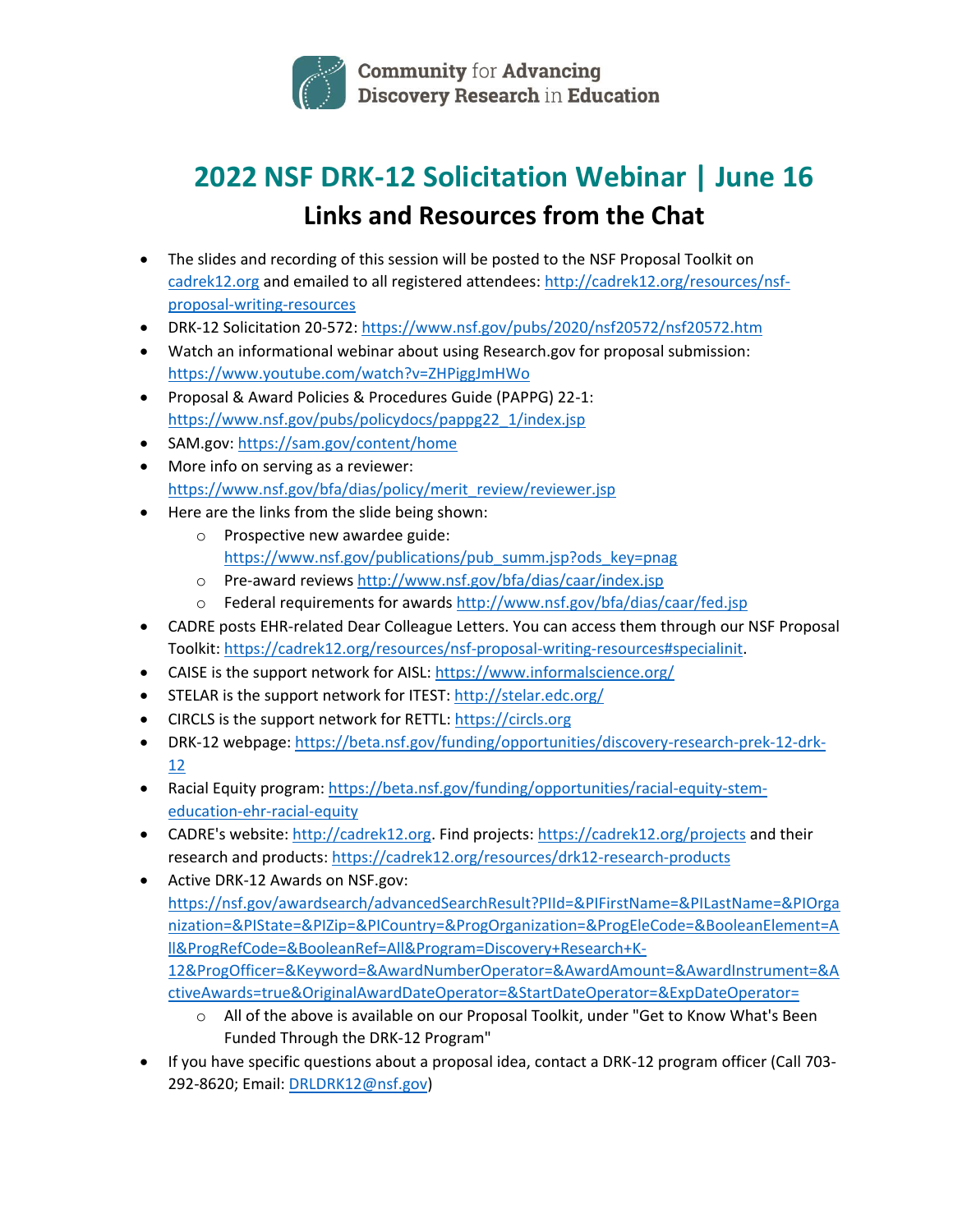Community for Advancing Discovery Research in Education

# 2022 NSF DRK-12 Solicitation Webinar | June 16

## Links and Resources from the Chat

- The slides and recording of this session will be posted to the NSF Proposal Toolkit on cadrek12.org and emailed to all registered attendees: http://cadrek12.org/resources/nsf-proposal-writing-resources
- DRK-12 Solicitation 20-572: https://www.nsf.gov/pubs/2020/nsf20572/nsf20572.htm
- Watch an informational webinar about using Research.gov for proposal submission: https://www.youtube.com/watch?v=ZHPiggJmHWo
- Proposal & Award Policies & Procedures Guide (PAPPG) 22-1: https://www.nsf.gov/pubs/policydocs/pappg22_1/index.jsp
- SAM.gov: https://sam.gov/content/home
- More info on serving as a reviewer: https://www.nsf.gov/bfa/dias/policy/merit_review/reviewer.jsp
- Here are the links from the slide being shown:
    - Prospective new awardee guide: https://www.nsf.gov/publications/pub_summ.jsp?ods_key=pnag
    - Pre-award reviews http://www.nsf.gov/bfa/dias/caar/index.jsp
    - Federal requirements for awards http://www.nsf.gov/bfa/dias/caar/fed.jsp
- CADRE posts EHR-related Dear Colleague Letters. You can access them through our NSF Proposal Toolkit: https://cadrek12.org/resources/nsf-proposal-writing-resources#specialinit.
- CAISE is the support network for AISL: https://www.informalscience.org/
- STELAR is the support network for ITEST: http://stelar.edc.org/
- CIRCLS is the support network for RETTL: https://circls.org
- DRK-12 webpage: https://beta.nsf.gov/funding/opportunities/discovery-research-prek-12-drk-12
- Racial Equity program: https://beta.nsf.gov/funding/opportunities/racial-equity-stem-education-ehr-racial-equity
- CADRE's website: http://cadrek12.org. Find projects: https://cadrek12.org/projects and their research and products: https://cadrek12.org/resources/drk12-research-products
- Active DRK-12 Awards on NSF.gov: https://nsf.gov/awardsearch/advancedSearchResult?PIId=&PIFirstName=&PILastName=&PIOrganization=&PIState=&PIZip=&PICountry=&ProgOrganization=&ProgEleCode=&BooleanElement=All&ProgRefCode=&BooleanRef=All&Program=Discovery+Research+K-12&ProgOfficer=&Keyword=&AwardNumberOperator=&AwardAmount=&AwardInstrument=&ActiveAwards=true&OriginalAwardDateOperator=&StartDateOperator=&ExpDateOperator=
    - All of the above is available on our Proposal Toolkit, under "Get to Know What's Been Funded Through the DRK-12 Program"
- If you have specific questions about a proposal idea, contact a DRK-12 program officer (Call 703-292-8620; Email: DRLDRK12@nsf.gov)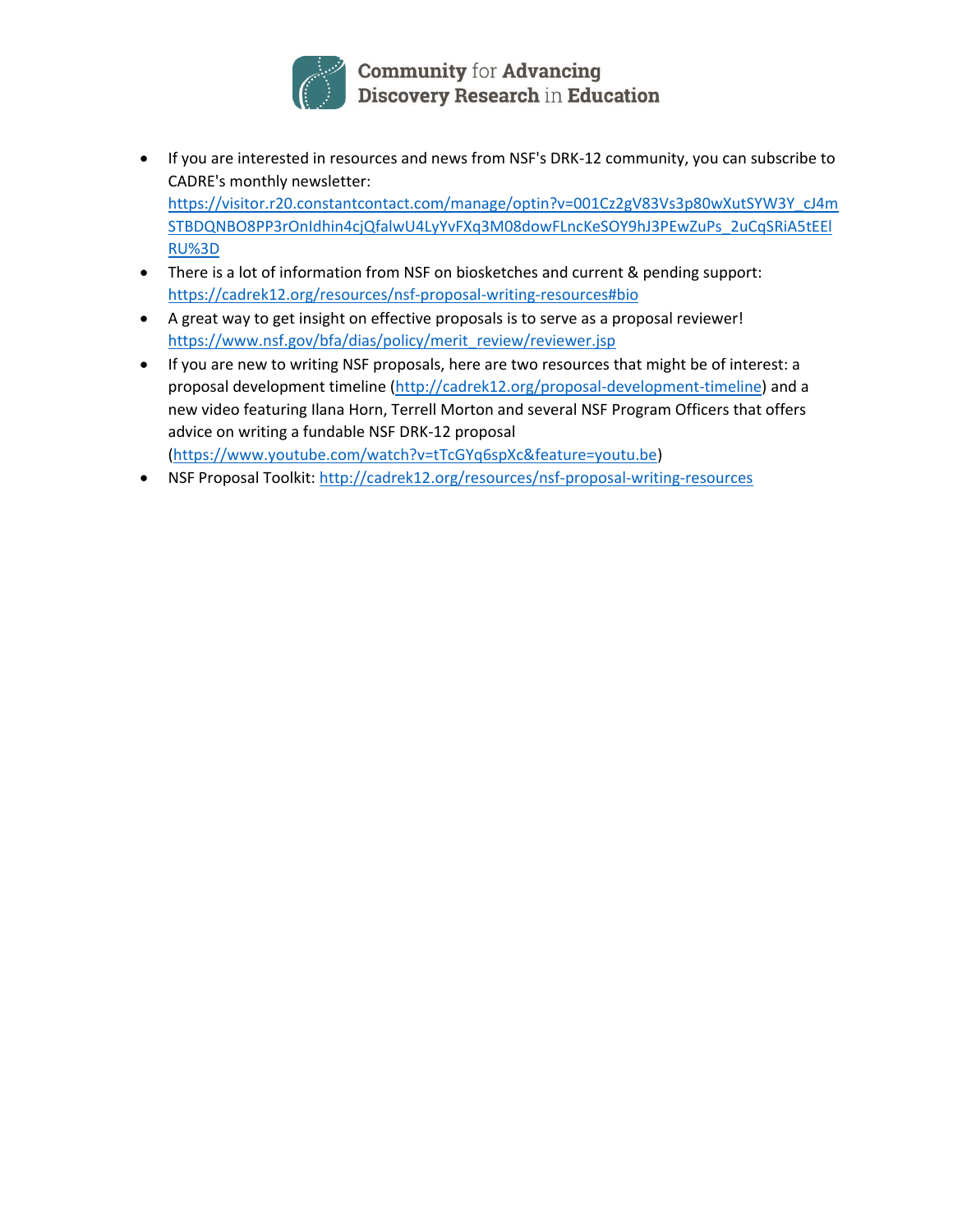- If you are interested in resources and news from NSF's DRK-12 community, you can subscribe to CADRE's monthly newsletter: https://visitor.r20.constantcontact.com/manage/optin?v=001Cz2gV83Vs3p80wXutSYW3Y_cJ4mSTBDQNBO8PP3rOnldhin4cjQfalwU4LyYvFXq3M08dowFLncKeSOY9hJ3PEwZuPs_2uCqSRiA5tEElRU%3D
- There is a lot of information from NSF on biosketches and current & pending support: https://cadrek12.org/resources/nsf-proposal-writing-resources#bio
- A great way to get insight on effective proposals is to serve as a proposal reviewer! https://www.nsf.gov/bfa/dias/policy/merit_review/reviewer.jsp
- If you are new to writing NSF proposals, here are two resources that might be of interest: a proposal development timeline (http://cadrek12.org/proposal-development-timeline) and a new video featuring Ilana Horn, Terrell Morton and several NSF Program Officers that offers advice on writing a fundable NSF DRK-12 proposal (https://www.youtube.com/watch?v=tTcGYq6spXc&feature=youtu.be)
- NSF Proposal Toolkit: http://cadrek12.org/resources/nsf-proposal-writing-resources